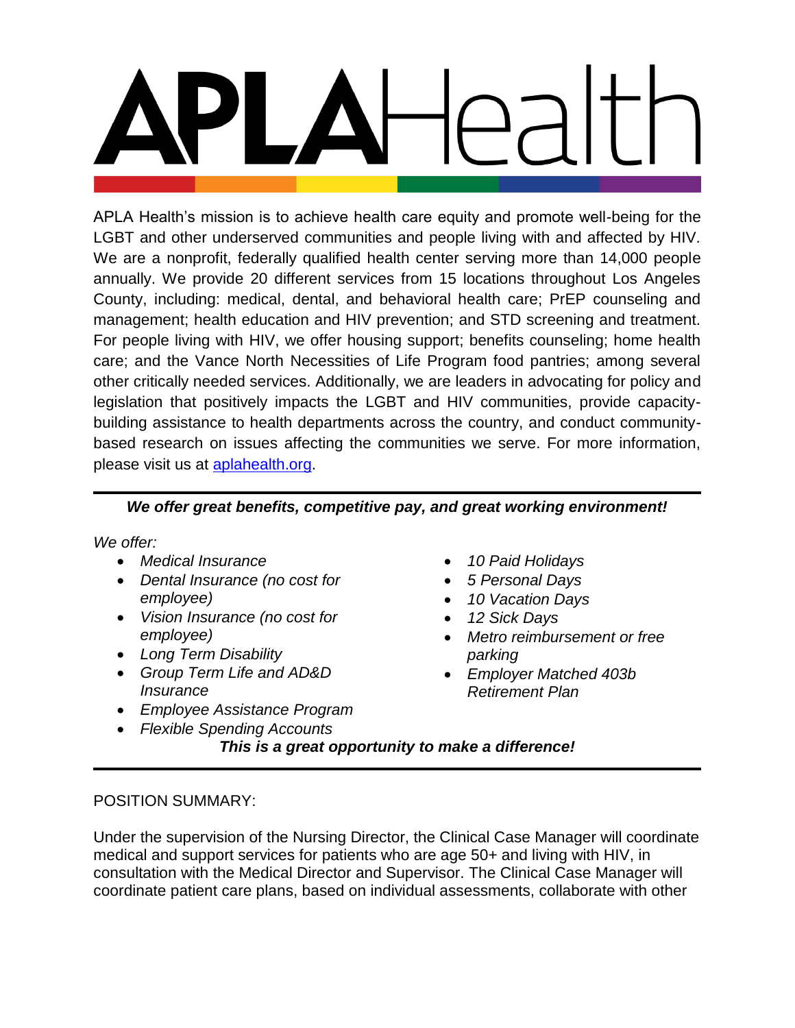# APLA Health

APLA Health's mission is to achieve health care equity and promote well-being for the LGBT and other underserved communities and people living with and affected by HIV. We are a nonprofit, federally qualified health center serving more than 14,000 people annually. We provide 20 different services from 15 locations throughout Los Angeles County, including: medical, dental, and behavioral health care; PrEP counseling and management; health education and HIV prevention; and STD screening and treatment. For people living with HIV, we offer housing support; benefits counseling; home health care; and the Vance North Necessities of Life Program food pantries; among several other critically needed services. Additionally, we are leaders in advocating for policy and legislation that positively impacts the LGBT and HIV communities, provide capacity-building assistance to health departments across the country, and conduct community-based research on issues affecting the communities we serve. For more information, please visit us at [aplahealth.org](aplahealth.org).

---

***We offer great benefits, competitive pay, and great working environment!***

*We offer:*

- *Medical Insurance*
- *Dental Insurance (no cost for employee)*
- *Vision Insurance (no cost for employee)*
- *Long Term Disability*
- *Group Term Life and AD&D Insurance*
- *Employee Assistance Program*
- *Flexible Spending Accounts*
- *10 Paid Holidays*
- *5 Personal Days*
- *10 Vacation Days*
- *12 Sick Days*
- *Metro reimbursement or free parking*
- *Employer Matched 403b Retirement Plan*

***This is a great opportunity to make a difference!***

---

POSITION SUMMARY:

Under the supervision of the Nursing Director, the Clinical Case Manager will coordinate medical and support services for patients who are age 50+ and living with HIV, in consultation with the Medical Director and Supervisor. The Clinical Case Manager will coordinate patient care plans, based on individual assessments, collaborate with other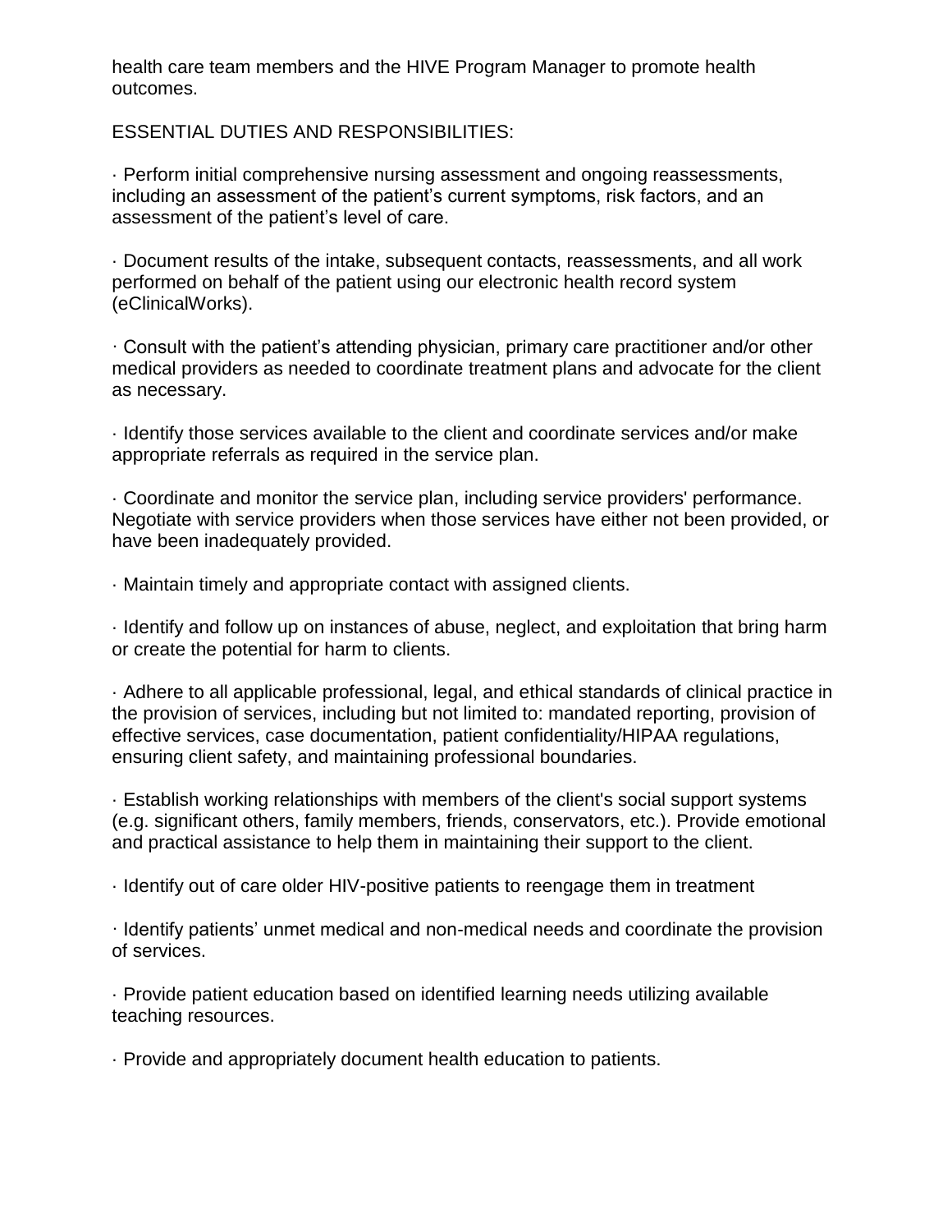health care team members and the HIVE Program Manager to promote health outcomes.

ESSENTIAL DUTIES AND RESPONSIBILITIES:

· Perform initial comprehensive nursing assessment and ongoing reassessments, including an assessment of the patient's current symptoms, risk factors, and an assessment of the patient's level of care.

· Document results of the intake, subsequent contacts, reassessments, and all work performed on behalf of the patient using our electronic health record system (eClinicalWorks).

· Consult with the patient's attending physician, primary care practitioner and/or other medical providers as needed to coordinate treatment plans and advocate for the client as necessary.

· Identify those services available to the client and coordinate services and/or make appropriate referrals as required in the service plan.

· Coordinate and monitor the service plan, including service providers' performance. Negotiate with service providers when those services have either not been provided, or have been inadequately provided.

· Maintain timely and appropriate contact with assigned clients.

· Identify and follow up on instances of abuse, neglect, and exploitation that bring harm or create the potential for harm to clients.

· Adhere to all applicable professional, legal, and ethical standards of clinical practice in the provision of services, including but not limited to: mandated reporting, provision of effective services, case documentation, patient confidentiality/HIPAA regulations, ensuring client safety, and maintaining professional boundaries.

· Establish working relationships with members of the client's social support systems (e.g. significant others, family members, friends, conservators, etc.). Provide emotional and practical assistance to help them in maintaining their support to the client.

· Identify out of care older HIV-positive patients to reengage them in treatment

· Identify patients' unmet medical and non-medical needs and coordinate the provision of services.

· Provide patient education based on identified learning needs utilizing available teaching resources.

· Provide and appropriately document health education to patients.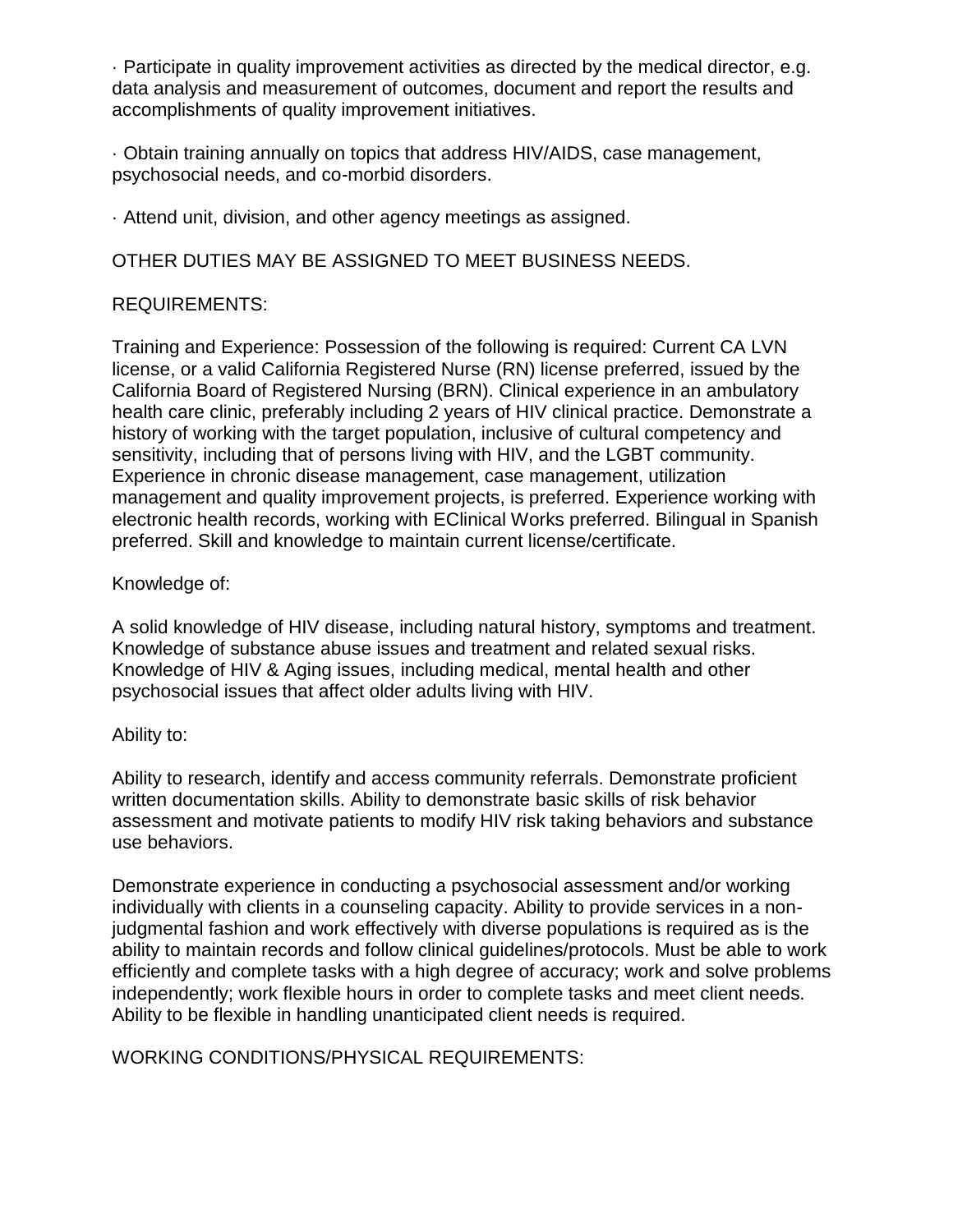· Participate in quality improvement activities as directed by the medical director, e.g. data analysis and measurement of outcomes, document and report the results and accomplishments of quality improvement initiatives.

· Obtain training annually on topics that address HIV/AIDS, case management, psychosocial needs, and co-morbid disorders.

· Attend unit, division, and other agency meetings as assigned.

OTHER DUTIES MAY BE ASSIGNED TO MEET BUSINESS NEEDS.

REQUIREMENTS:

Training and Experience: Possession of the following is required: Current CA LVN license, or a valid California Registered Nurse (RN) license preferred, issued by the California Board of Registered Nursing (BRN). Clinical experience in an ambulatory health care clinic, preferably including 2 years of HIV clinical practice. Demonstrate a history of working with the target population, inclusive of cultural competency and sensitivity, including that of persons living with HIV, and the LGBT community. Experience in chronic disease management, case management, utilization management and quality improvement projects, is preferred. Experience working with electronic health records, working with EClinical Works preferred. Bilingual in Spanish preferred. Skill and knowledge to maintain current license/certificate.

Knowledge of:

A solid knowledge of HIV disease, including natural history, symptoms and treatment. Knowledge of substance abuse issues and treatment and related sexual risks. Knowledge of HIV & Aging issues, including medical, mental health and other psychosocial issues that affect older adults living with HIV.

Ability to:

Ability to research, identify and access community referrals. Demonstrate proficient written documentation skills. Ability to demonstrate basic skills of risk behavior assessment and motivate patients to modify HIV risk taking behaviors and substance use behaviors.

Demonstrate experience in conducting a psychosocial assessment and/or working individually with clients in a counseling capacity. Ability to provide services in a non-judgmental fashion and work effectively with diverse populations is required as is the ability to maintain records and follow clinical guidelines/protocols. Must be able to work efficiently and complete tasks with a high degree of accuracy; work and solve problems independently; work flexible hours in order to complete tasks and meet client needs. Ability to be flexible in handling unanticipated client needs is required.

WORKING CONDITIONS/PHYSICAL REQUIREMENTS: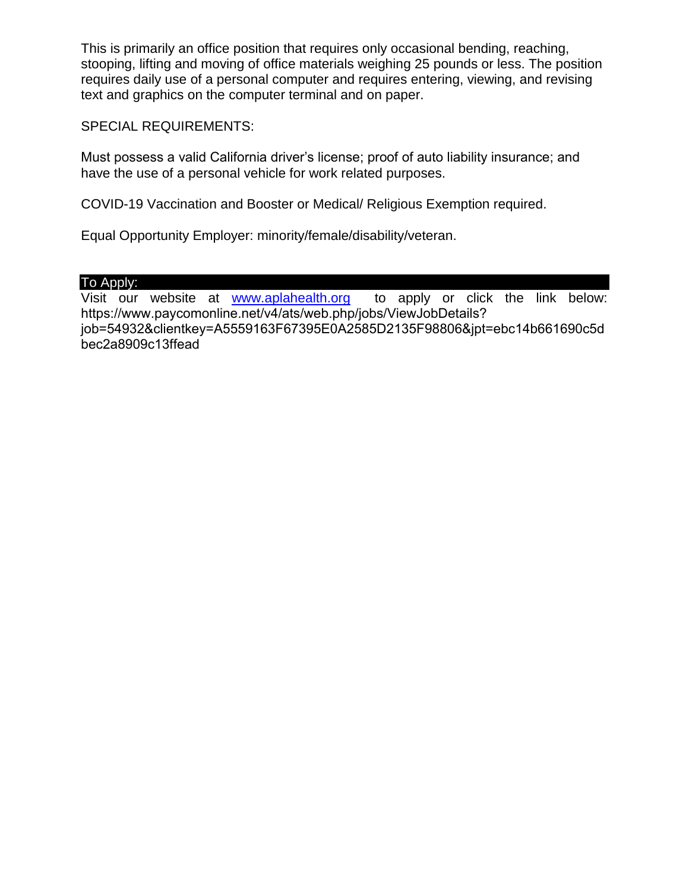This is primarily an office position that requires only occasional bending, reaching, stooping, lifting and moving of office materials weighing 25 pounds or less. The position requires daily use of a personal computer and requires entering, viewing, and revising text and graphics on the computer terminal and on paper.

SPECIAL REQUIREMENTS:

Must possess a valid California driver's license; proof of auto liability insurance; and have the use of a personal vehicle for work related purposes.

COVID-19 Vaccination and Booster or Medical/ Religious Exemption required.

Equal Opportunity Employer: minority/female/disability/veteran.

## To Apply:

Visit our website at [www.aplahealth.org](http://www.aplahealth.org) to apply or click the link below: https://www.paycomonline.net/v4/ats/web.php/jobs/ViewJobDetails?job=54932&clientkey=A5559163F67395E0A2585D2135F98806&jpt=ebc14b661690c5dbec2a8909c13ffead